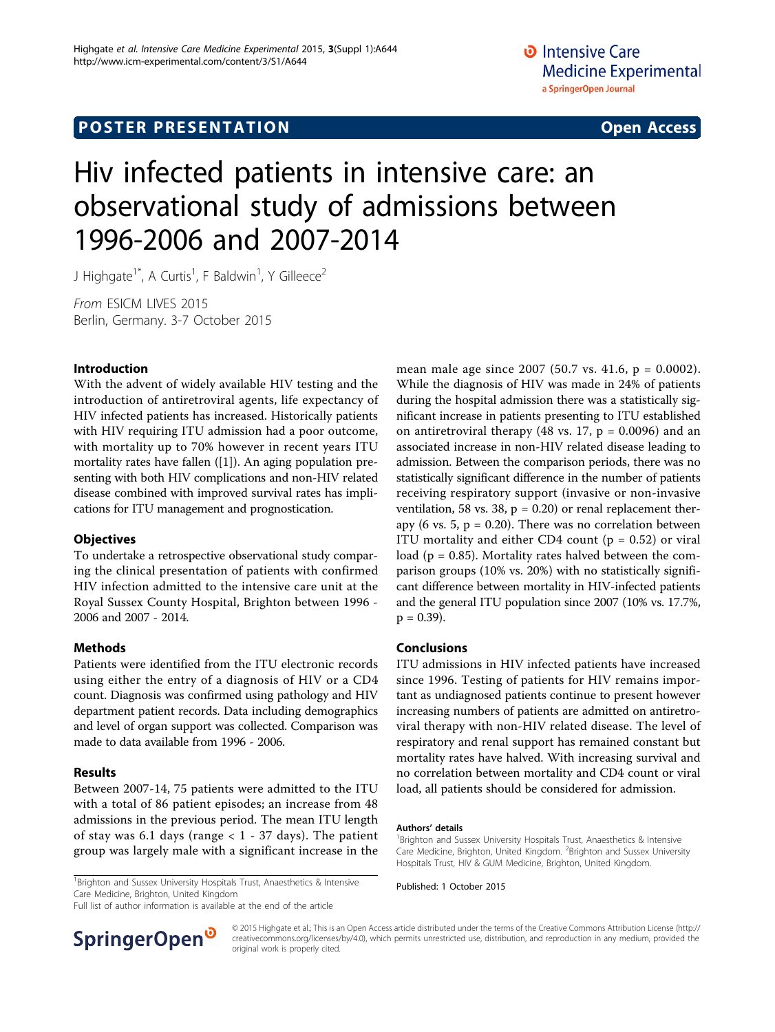POSTER PRESENTATION Open Access

# Hiv infected patients in intensive care: an observational study of admissions between 1996-2006 and 2007-2014

J Highgate[1*], A Curtis[1], F Baldwin[1], Y Gilleece[2]

*From* ESICM LIVES 2015
Berlin, Germany. 3-7 October 2015

## Introduction

With the advent of widely available HIV testing and the introduction of antiretroviral agents, life expectancy of HIV infected patients has increased. Historically patients with HIV requiring ITU admission had a poor outcome, with mortality up to 70% however in recent years ITU mortality rates have fallen ([1]). An aging population presenting with both HIV complications and non-HIV related disease combined with improved survival rates has implications for ITU management and prognostication.

## Objectives

To undertake a retrospective observational study comparing the clinical presentation of patients with confirmed HIV infection admitted to the intensive care unit at the Royal Sussex County Hospital, Brighton between 1996 - 2006 and 2007 - 2014.

## Methods

Patients were identified from the ITU electronic records using either the entry of a diagnosis of HIV or a CD4 count. Diagnosis was confirmed using pathology and HIV department patient records. Data including demographics and level of organ support was collected. Comparison was made to data available from 1996 - 2006.

## Results

Between 2007-14, 75 patients were admitted to the ITU with a total of 86 patient episodes; an increase from 48 admissions in the previous period. The mean ITU length of stay was 6.1 days (range < 1 - 37 days). The patient group was largely male with a significant increase in the mean male age since 2007 (50.7 vs. 41.6, $p = 0.0002$). While the diagnosis of HIV was made in 24% of patients during the hospital admission there was a statistically significant increase in patients presenting to ITU established on antiretroviral therapy (48 vs. 17, $p = 0.0096$) and an associated increase in non-HIV related disease leading to admission. Between the comparison periods, there was no statistically significant difference in the number of patients receiving respiratory support (invasive or non-invasive ventilation, 58 vs. 38, $p = 0.20$) or renal replacement therapy (6 vs. 5, $p = 0.20$). There was no correlation between ITU mortality and either CD4 count ($p = 0.52$) or viral load ($p = 0.85$). Mortality rates halved between the comparison groups (10% vs. 20%) with no statistically significant difference between mortality in HIV-infected patients and the general ITU population since 2007 (10% vs. 17.7%, $p = 0.39$).

## Conclusions

ITU admissions in HIV infected patients have increased since 1996. Testing of patients for HIV remains important as undiagnosed patients continue to present however increasing numbers of patients are admitted on antiretroviral therapy with non-HIV related disease. The level of respiratory and renal support has remained constant but mortality rates have halved. With increasing survival and no correlation between mortality and CD4 count or viral load, all patients should be considered for admission.

### Authors' details

[1]Brighton and Sussex University Hospitals Trust, Anaesthetics & Intensive Care Medicine, Brighton, United Kingdom. [2]Brighton and Sussex University Hospitals Trust, HIV & GUM Medicine, Brighton, United Kingdom.

Published: 1 October 2015

[1]Brighton and Sussex University Hospitals Trust, Anaesthetics & Intensive Care Medicine, Brighton, United Kingdom
Full list of author information is available at the end of the article

© 2015 Highgate et al.; This is an Open Access article distributed under the terms of the Creative Commons Attribution License (http://creativecommons.org/licenses/by/4.0), which permits unrestricted use, distribution, and reproduction in any medium, provided the original work is properly cited.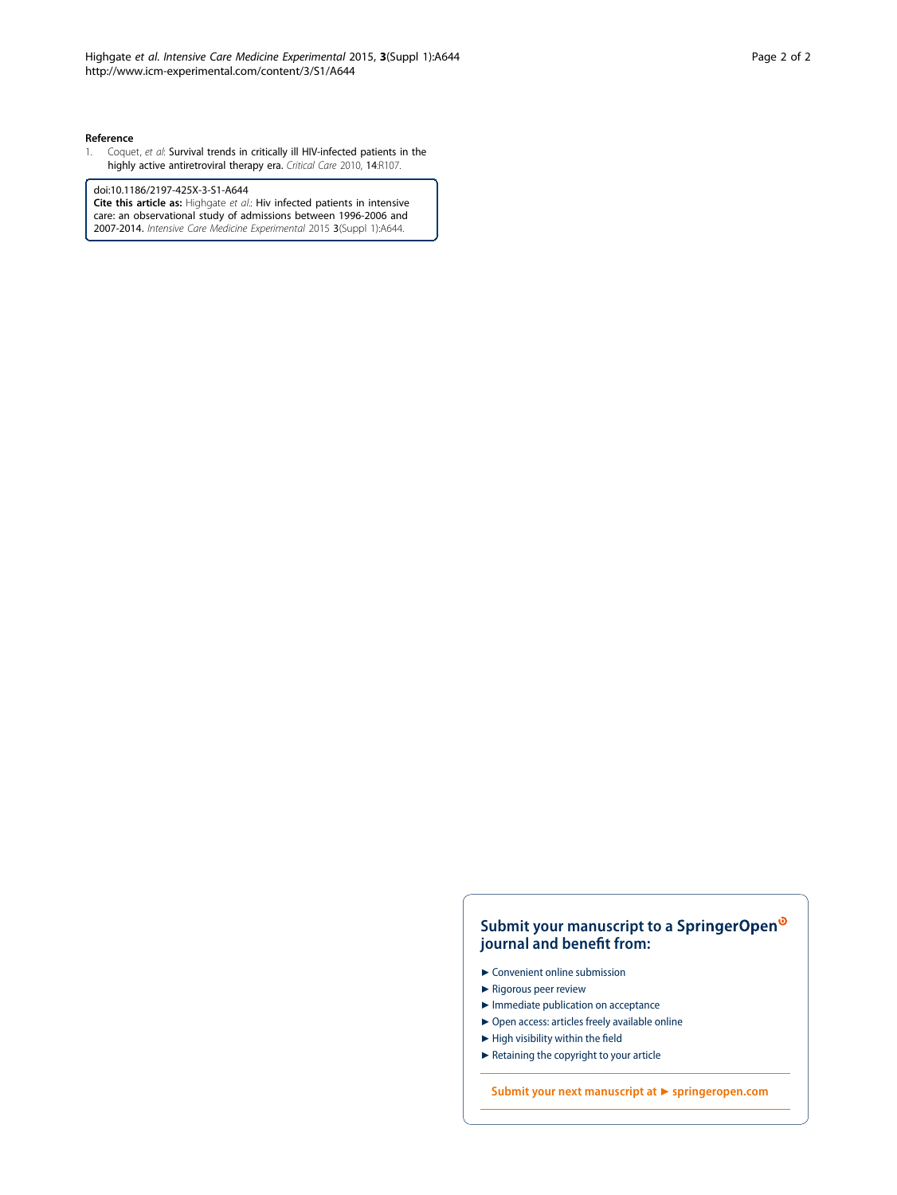### Reference

1. Coquet, *et al*: Survival trends in critically ill HIV-infected patients in the highly active antiretroviral therapy era. *Critical Care* 2010, **14**:R107.

doi:10.1186/2197-425X-3-S1-A644
**Cite this article as:** Highgate *et al.*: Hiv infected patients in intensive care: an observational study of admissions between 1996-2006 and 2007-2014. *Intensive Care Medicine Experimental* 2015 **3**(Suppl 1):A644.

**Submit your manuscript to a SpringerOpen journal and benefit from:**

- ► Convenient online submission
- ► Rigorous peer review
- ► Immediate publication on acceptance
- ► Open access: articles freely available online
- ► High visibility within the field
- ► Retaining the copyright to your article

**Submit your next manuscript at ► springeropen.com**